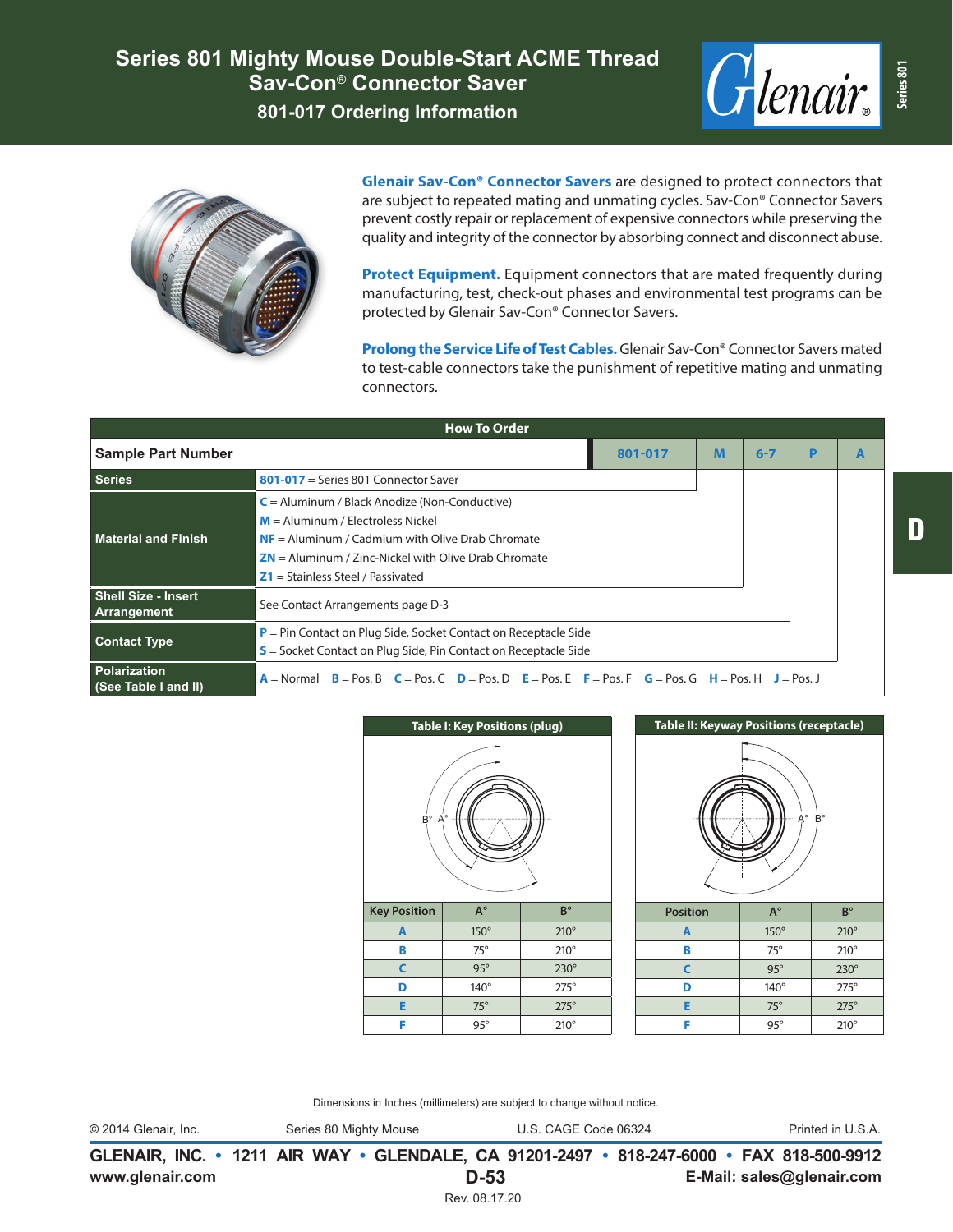# Series 801 Mighty Mouse Double-Start ACME Thread Sav-Con® Connector Saver

## 801-017 Ordering Information

**Glenair Sav-Con® Connector Savers** are designed to protect connectors that are subject to repeated mating and unmating cycles. Sav-Con® Connector Savers prevent costly repair or replacement of expensive connectors while preserving the quality and integrity of the connector by absorbing connect and disconnect abuse.

**Protect Equipment.** Equipment connectors that are mated frequently during manufacturing, test, check-out phases and environmental test programs can be protected by Glenair Sav-Con® Connector Savers.

**Prolong the Service Life of Test Cables.** Glenair Sav-Con® Connector Savers mated to test-cable connectors take the punishment of repetitive mating and unmating connectors.

### How To Order

| Sample Part Number | 801-017 | M | 6-7 | P | A |
|---|---|---|---|---|---|
| **Series** | **801-017** = Series 801 Connector Saver | | | | |
| **Material and Finish** | **C** = Aluminum / Black Anodize (Non-Conductive)<br>**M** = Aluminum / Electroless Nickel<br>**NF** = Aluminum / Cadmium with Olive Drab Chromate<br>**ZN** = Aluminum / Zinc-Nickel with Olive Drab Chromate<br>**Z1** = Stainless Steel / Passivated | | | | |
| **Shell Size - Insert Arrangement** | See Contact Arrangements page D-3 | | | | |
| **Contact Type** | **P** = Pin Contact on Plug Side, Socket Contact on Receptacle Side<br>**S** = Socket Contact on Plug Side, Pin Contact on Receptacle Side | | | | |
| **Polarization (See Table I and II)** | **A** = Normal **B** = Pos. B **C** = Pos. C **D** = Pos. D **E** = Pos. E **F** = Pos. F **G** = Pos. G **H** = Pos. H **J** = Pos. J | | | | |

### Table I: Key Positions (plug)

| Key Position | A° | B° |
|---|---|---|
| A | 150° | 210° |
| B | 75° | 210° |
| C | 95° | 230° |
| D | 140° | 275° |
| E | 75° | 275° |
| F | 95° | 210° |

### Table II: Keyway Positions (receptacle)

| Position | A° | B° |
|---|---|---|
| A | 150° | 210° |
| B | 75° | 210° |
| C | 95° | 230° |
| D | 140° | 275° |
| E | 75° | 275° |
| F | 95° | 210° |

Dimensions in Inches (millimeters) are subject to change without notice.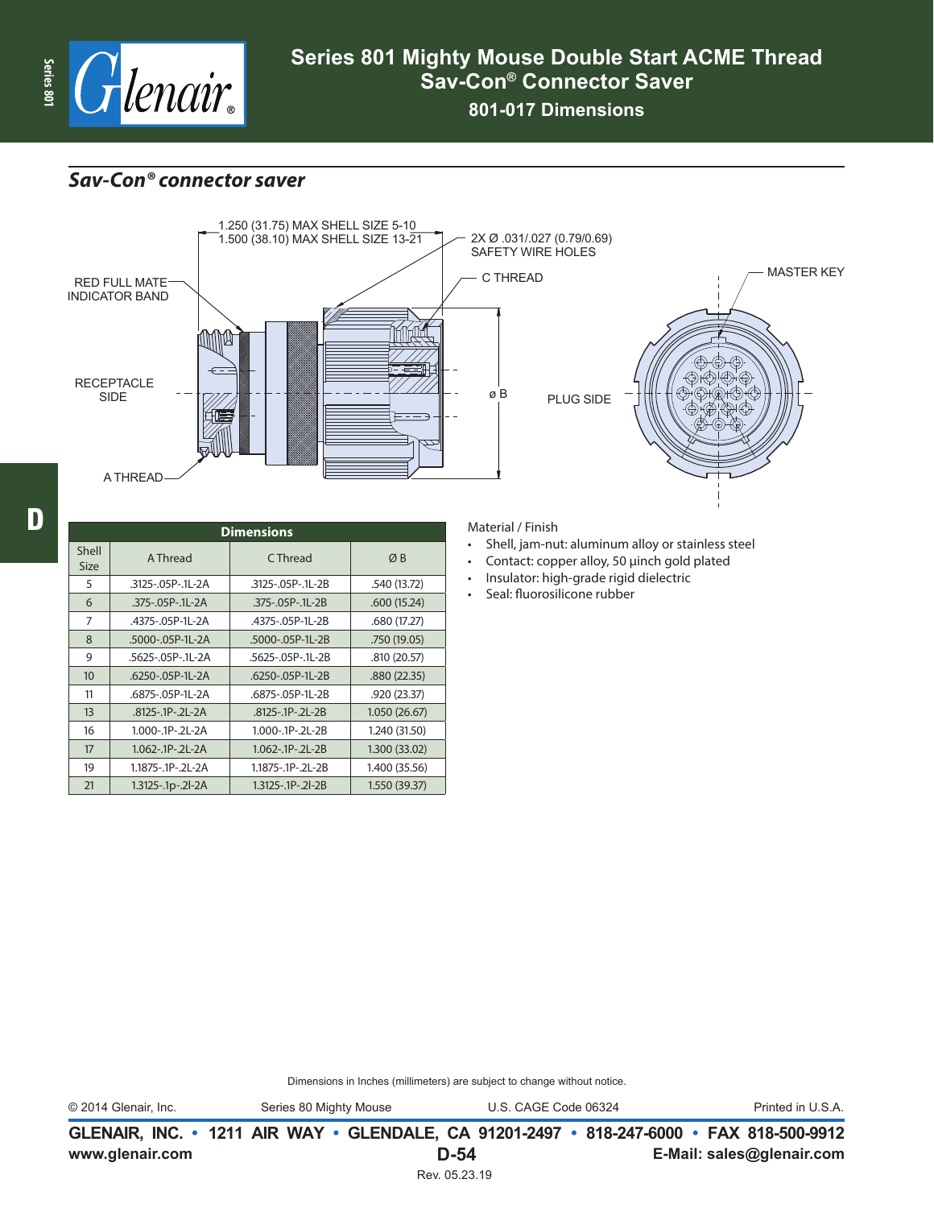# Series 801 Mighty Mouse Double Start ACME Thread Sav-Con® Connector Saver

## 801-017 Dimensions

## *Sav-Con® connector saver*

1.250 (31.75) MAX SHELL SIZE 5-10
1.500 (38.10) MAX SHELL SIZE 13-21

2X Ø .031/.027 (0.79/0.69) SAFETY WIRE HOLES

C THREAD

MASTER KEY

RED FULL MATE INDICATOR BAND

RECEPTACLE SIDE

ø B

PLUG SIDE

A THREAD

| Dimensions | | | |
|---|---|---|---|
| Shell Size | A Thread | C Thread | Ø B |
| 5 | .3125-.05P-.1L-2A | .3125-.05P-.1L-2B | .540 (13.72) |
| 6 | .375-.05P-.1L-2A | .375-.05P-.1L-2B | .600 (15.24) |
| 7 | .4375-.05P-1L-2A | .4375-.05P-1L-2B | .680 (17.27) |
| 8 | .5000-.05P-1L-2A | .5000-.05P-1L-2B | .750 (19.05) |
| 9 | .5625-.05P-.1L-2A | .5625-.05P-.1L-2B | .810 (20.57) |
| 10 | .6250-.05P-1L-2A | .6250-.05P-1L-2B | .880 (22.35) |
| 11 | .6875-.05P-1L-2A | .6875-.05P-1L-2B | .920 (23.37) |
| 13 | .8125-.1P-.2L-2A | .8125-.1P-.2L-2B | 1.050 (26.67) |
| 16 | 1.000-.1P-.2L-2A | 1.000-.1P-.2L-2B | 1.240 (31.50) |
| 17 | 1.062-.1P-.2L-2A | 1.062-.1P-.2L-2B | 1.300 (33.02) |
| 19 | 1.1875-.1P-.2L-2A | 1.1875-.1P-.2L-2B | 1.400 (35.56) |
| 21 | 1.3125-.1p-.2l-2A | 1.3125-.1P-.2l-2B | 1.550 (39.37) |

Material / Finish

- Shell, jam-nut: aluminum alloy or stainless steel
- Contact: copper alloy, 50 µinch gold plated
- Insulator: high-grade rigid dielectric
- Seal: fluorosilicone rubber

Dimensions in Inches (millimeters) are subject to change without notice.